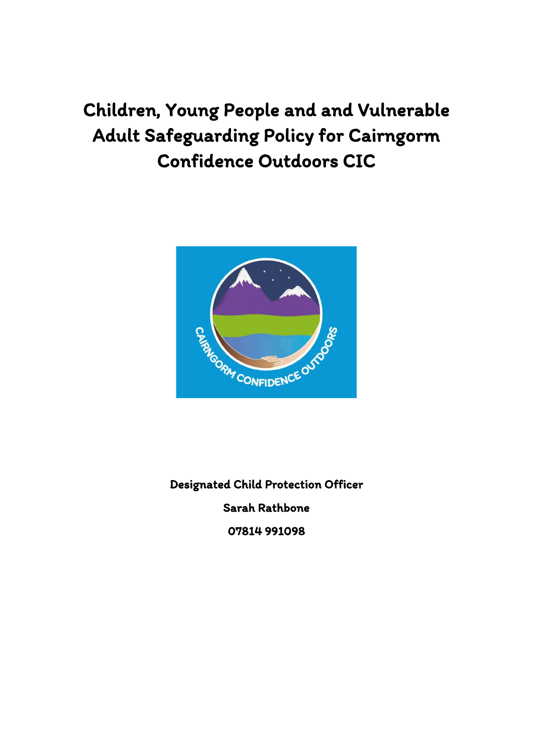# Children, Young People and and Vulnerable Adult Safeguarding Policy for Cairngorm Confidence Outdoors CIC

**Designated Child Protection Officer**

**Sarah Rathbone**

**07814 991098**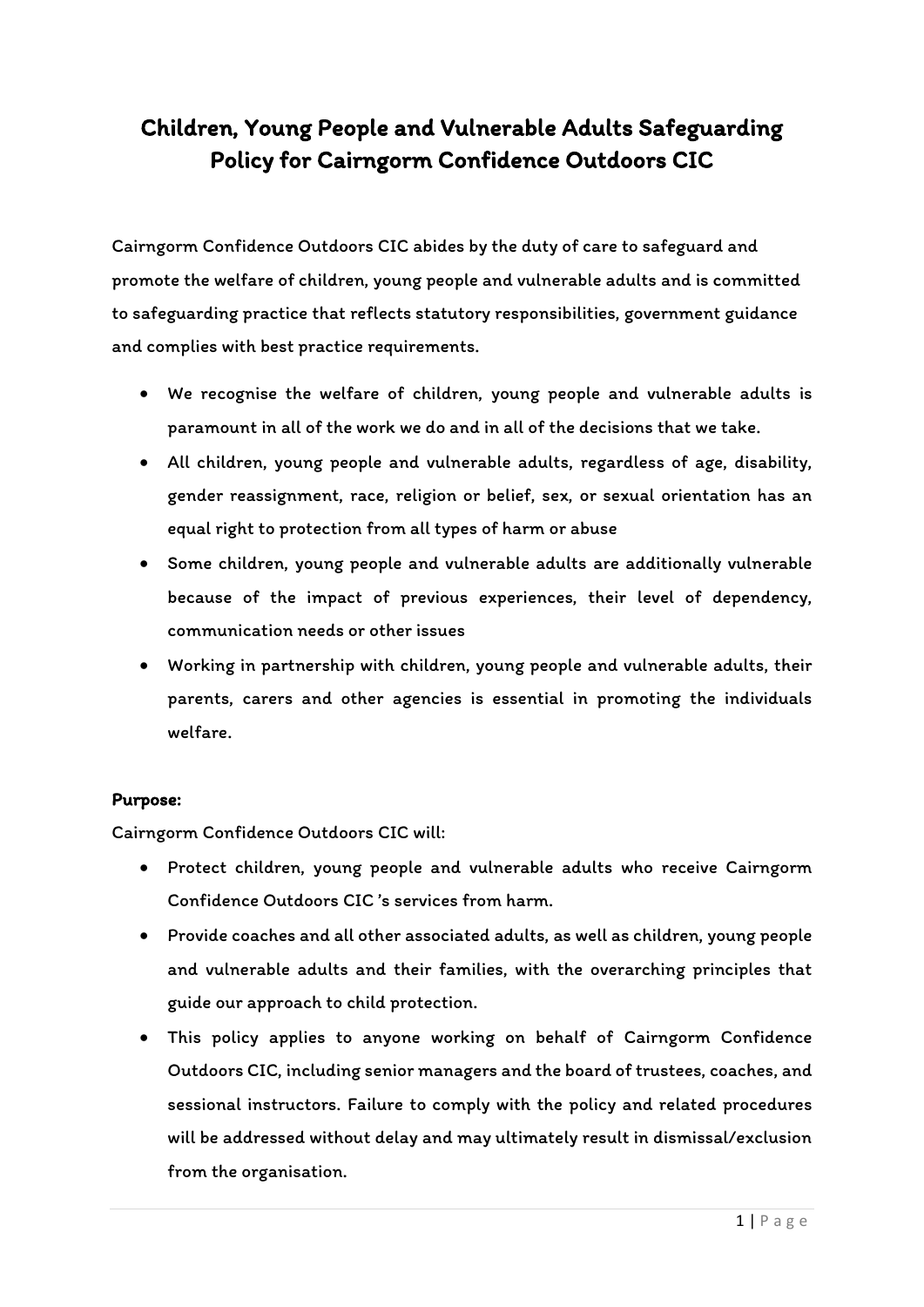# Children, Young People and Vulnerable Adults Safeguarding Policy for Cairngorm Confidence Outdoors CIC

Cairngorm Confidence Outdoors CIC abides by the duty of care to safeguard and promote the welfare of children, young people and vulnerable adults and is committed to safeguarding practice that reflects statutory responsibilities, government guidance and complies with best practice requirements.

- We recognise the welfare of children, young people and vulnerable adults is paramount in all of the work we do and in all of the decisions that we take.
- All children, young people and vulnerable adults, regardless of age, disability, gender reassignment, race, religion or belief, sex, or sexual orientation has an equal right to protection from all types of harm or abuse
- Some children, young people and vulnerable adults are additionally vulnerable because of the impact of previous experiences, their level of dependency, communication needs or other issues
- Working in partnership with children, young people and vulnerable adults, their parents, carers and other agencies is essential in promoting the individuals welfare.

**Purpose:**

Cairngorm Confidence Outdoors CIC will:

- Protect children, young people and vulnerable adults who receive Cairngorm Confidence Outdoors CIC 's services from harm.
- Provide coaches and all other associated adults, as well as children, young people and vulnerable adults and their families, with the overarching principles that guide our approach to child protection.
- This policy applies to anyone working on behalf of Cairngorm Confidence Outdoors CIC, including senior managers and the board of trustees, coaches, and sessional instructors. Failure to comply with the policy and related procedures will be addressed without delay and may ultimately result in dismissal/exclusion from the organisation.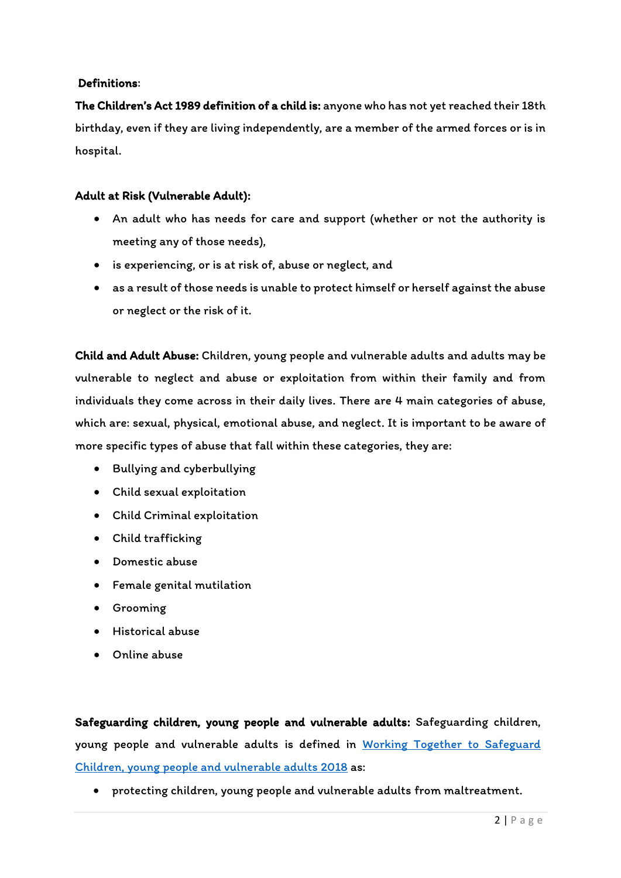**Definitions**:

**The Children's Act 1989 definition of a child is:** anyone who has not yet reached their 18th birthday, even if they are living independently, are a member of the armed forces or is in hospital.

**Adult at Risk (Vulnerable Adult):**

- An adult who has needs for care and support (whether or not the authority is meeting any of those needs),
- is experiencing, or is at risk of, abuse or neglect, and
- as a result of those needs is unable to protect himself or herself against the abuse or neglect or the risk of it.

**Child and Adult Abuse:** Children, young people and vulnerable adults and adults may be vulnerable to neglect and abuse or exploitation from within their family and from individuals they come across in their daily lives. There are 4 main categories of abuse, which are: sexual, physical, emotional abuse, and neglect. It is important to be aware of more specific types of abuse that fall within these categories, they are:

- Bullying and cyberbullying
- Child sexual exploitation
- Child Criminal exploitation
- Child trafficking
- Domestic abuse
- Female genital mutilation
- Grooming
- Historical abuse
- Online abuse

**Safeguarding children, young people and vulnerable adults:** Safeguarding children, young people and vulnerable adults is defined in Working Together to Safeguard Children, young people and vulnerable adults 2018 as:

- protecting children, young people and vulnerable adults from maltreatment.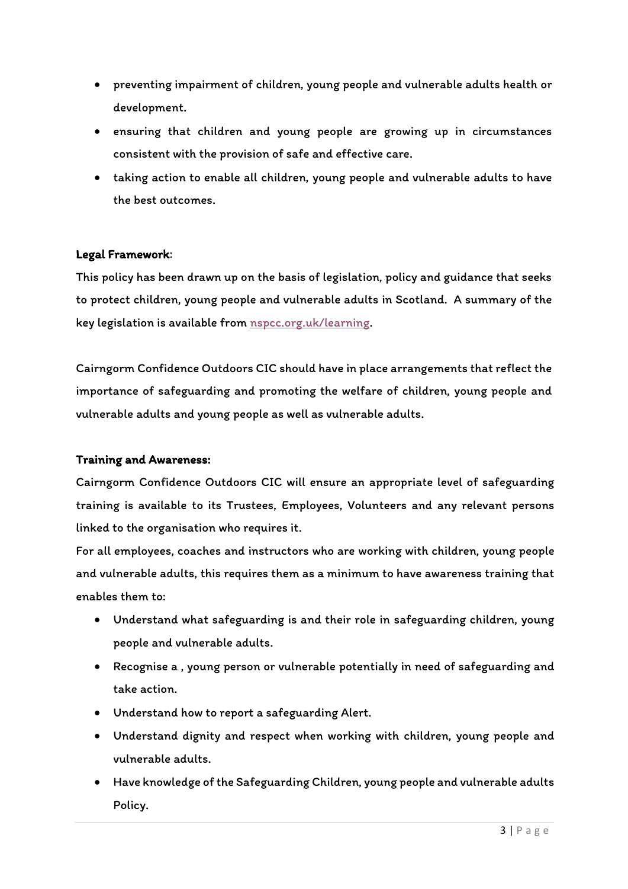- preventing impairment of children, young people and vulnerable adults health or development.
- ensuring that children and young people are growing up in circumstances consistent with the provision of safe and effective care.
- taking action to enable all children, young people and vulnerable adults to have the best outcomes.

**Legal Framework**:

This policy has been drawn up on the basis of legislation, policy and guidance that seeks to protect children, young people and vulnerable adults in Scotland. A summary of the key legislation is available from [nspcc.org.uk/learning](nspcc.org.uk/learning).

Cairngorm Confidence Outdoors CIC should have in place arrangements that reflect the importance of safeguarding and promoting the welfare of children, young people and vulnerable adults and young people as well as vulnerable adults.

**Training and Awareness:**

Cairngorm Confidence Outdoors CIC will ensure an appropriate level of safeguarding training is available to its Trustees, Employees, Volunteers and any relevant persons linked to the organisation who requires it.

For all employees, coaches and instructors who are working with children, young people and vulnerable adults, this requires them as a minimum to have awareness training that enables them to:

- Understand what safeguarding is and their role in safeguarding children, young people and vulnerable adults.
- Recognise a , young person or vulnerable potentially in need of safeguarding and take action.
- Understand how to report a safeguarding Alert.
- Understand dignity and respect when working with children, young people and vulnerable adults.
- Have knowledge of the Safeguarding Children, young people and vulnerable adults Policy.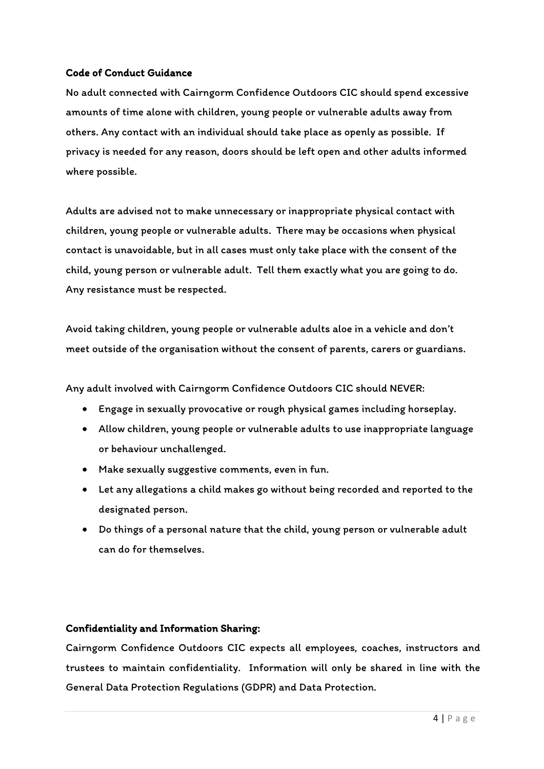**Code of Conduct Guidance**

No adult connected with Cairngorm Confidence Outdoors CIC should spend excessive amounts of time alone with children, young people or vulnerable adults away from others. Any contact with an individual should take place as openly as possible. If privacy is needed for any reason, doors should be left open and other adults informed where possible.

Adults are advised not to make unnecessary or inappropriate physical contact with children, young people or vulnerable adults. There may be occasions when physical contact is unavoidable, but in all cases must only take place with the consent of the child, young person or vulnerable adult. Tell them exactly what you are going to do. Any resistance must be respected.

Avoid taking children, young people or vulnerable adults aloe in a vehicle and don't meet outside of the organisation without the consent of parents, carers or guardians.

Any adult involved with Cairngorm Confidence Outdoors CIC should NEVER:

- Engage in sexually provocative or rough physical games including horseplay.
- Allow children, young people or vulnerable adults to use inappropriate language or behaviour unchallenged.
- Make sexually suggestive comments, even in fun.
- Let any allegations a child makes go without being recorded and reported to the designated person.
- Do things of a personal nature that the child, young person or vulnerable adult can do for themselves.

**Confidentiality and Information Sharing:**

Cairngorm Confidence Outdoors CIC expects all employees, coaches, instructors and trustees to maintain confidentiality. Information will only be shared in line with the General Data Protection Regulations (GDPR) and Data Protection.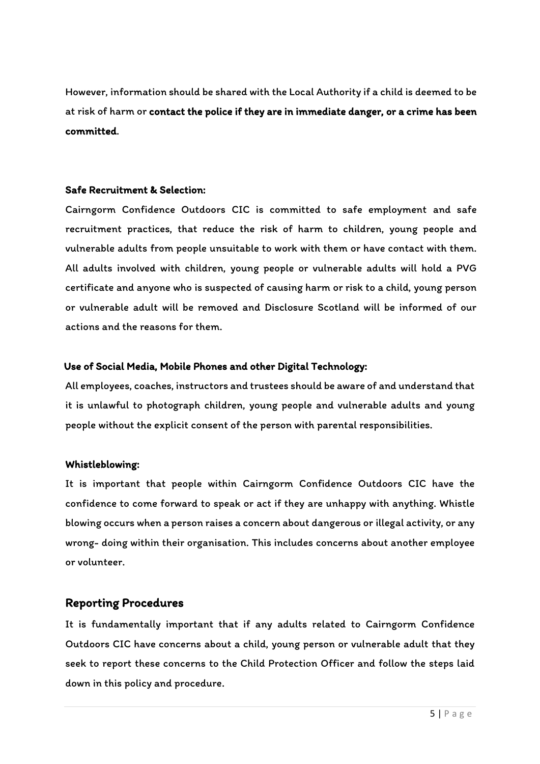However, information should be shared with the Local Authority if a child is deemed to be at risk of harm or **contact the police if they are in immediate danger, or a crime has been committed**.

**Safe Recruitment & Selection:**

Cairngorm Confidence Outdoors CIC is committed to safe employment and safe recruitment practices, that reduce the risk of harm to children, young people and vulnerable adults from people unsuitable to work with them or have contact with them. All adults involved with children, young people or vulnerable adults will hold a PVG certificate and anyone who is suspected of causing harm or risk to a child, young person or vulnerable adult will be removed and Disclosure Scotland will be informed of our actions and the reasons for them.

**Use of Social Media, Mobile Phones and other Digital Technology:**

All employees, coaches, instructors and trustees should be aware of and understand that it is unlawful to photograph children, young people and vulnerable adults and young people without the explicit consent of the person with parental responsibilities.

**Whistleblowing:**

It is important that people within Cairngorm Confidence Outdoors CIC have the confidence to come forward to speak or act if they are unhappy with anything. Whistle blowing occurs when a person raises a concern about dangerous or illegal activity, or any wrong- doing within their organisation. This includes concerns about another employee or volunteer.

## Reporting Procedures

It is fundamentally important that if any adults related to Cairngorm Confidence Outdoors CIC have concerns about a child, young person or vulnerable adult that they seek to report these concerns to the Child Protection Officer and follow the steps laid down in this policy and procedure.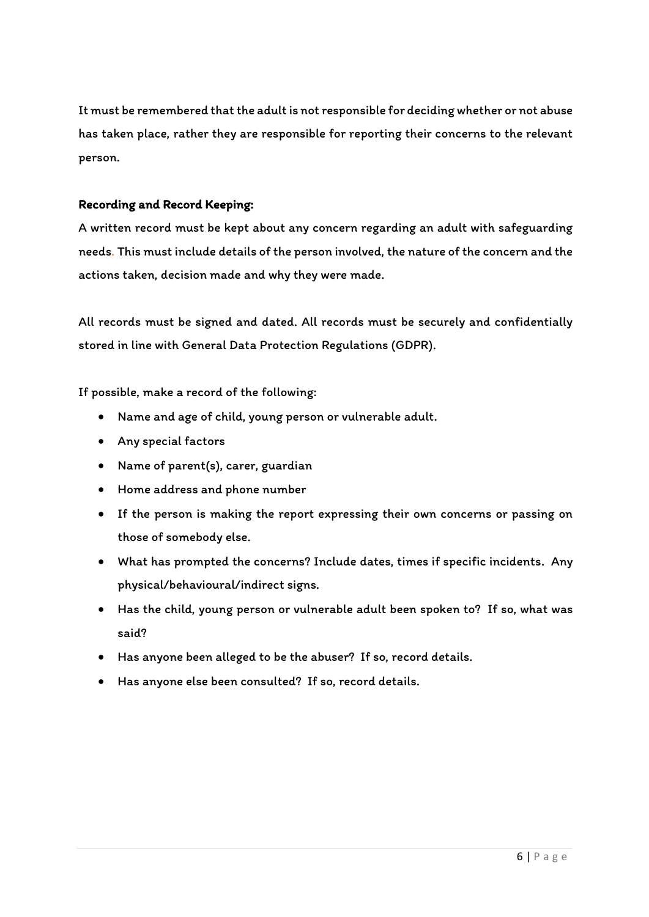It must be remembered that the adult is not responsible for deciding whether or not abuse has taken place, rather they are responsible for reporting their concerns to the relevant person.

**Recording and Record Keeping:**

A written record must be kept about any concern regarding an adult with safeguarding needs. This must include details of the person involved, the nature of the concern and the actions taken, decision made and why they were made.

All records must be signed and dated. All records must be securely and confidentially stored in line with General Data Protection Regulations (GDPR).

If possible, make a record of the following:

- Name and age of child, young person or vulnerable adult.
- Any special factors
- Name of parent(s), carer, guardian
- Home address and phone number
- If the person is making the report expressing their own concerns or passing on those of somebody else.
- What has prompted the concerns? Include dates, times if specific incidents. Any physical/behavioural/indirect signs.
- Has the child, young person or vulnerable adult been spoken to? If so, what was said?
- Has anyone been alleged to be the abuser? If so, record details.
- Has anyone else been consulted? If so, record details.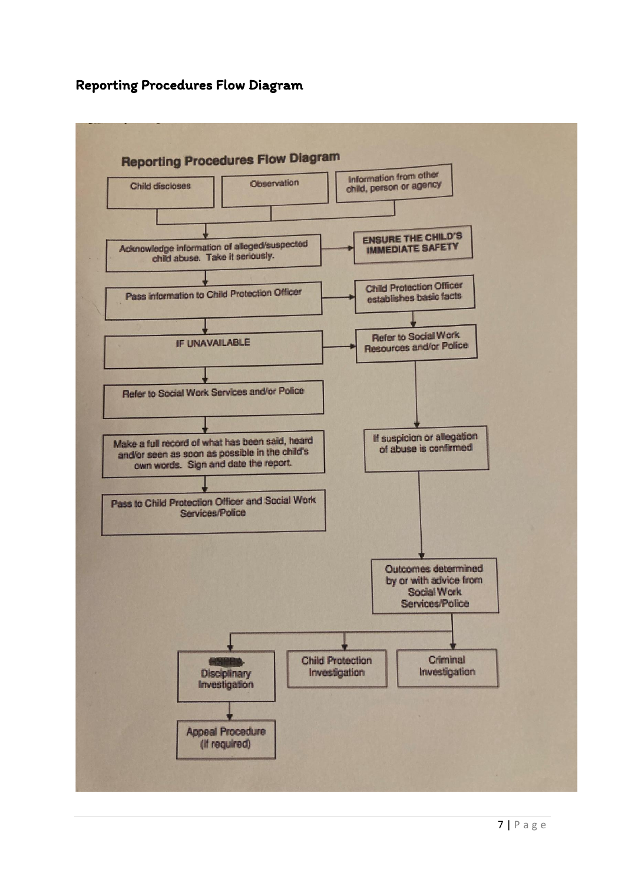## Reporting Procedures Flow Diagram

### Reporting Procedures Flow Diagram

- Child discloses
- Observation
- Information from other child, person or agency

↓

**Acknowledge information of alleged/suspected child abuse. Take it seriously.** → **ENSURE THE CHILD'S IMMEDIATE SAFETY**

↓

**Pass information to Child Protection Officer** → **Child Protection Officer establishes basic facts** → **Refer to Social Work Resources and/or Police** → **If suspicion or allegation of abuse is confirmed** → **Outcomes determined by or with advice from Social Work Services/Police**

- Disciplinary Investigation → Appeal Procedure (if required)
- Child Protection Investigation
- Criminal Investigation

↓

**IF UNAVAILABLE** → Refer to Social Work Resources and/or Police

↓

**Refer to Social Work Services and/or Police**

↓

**Make a full record of what has been said, heard and/or seen as soon as possible in the child's own words. Sign and date the report.**

↓

**Pass to Child Protection Officer and Social Work Services/Police**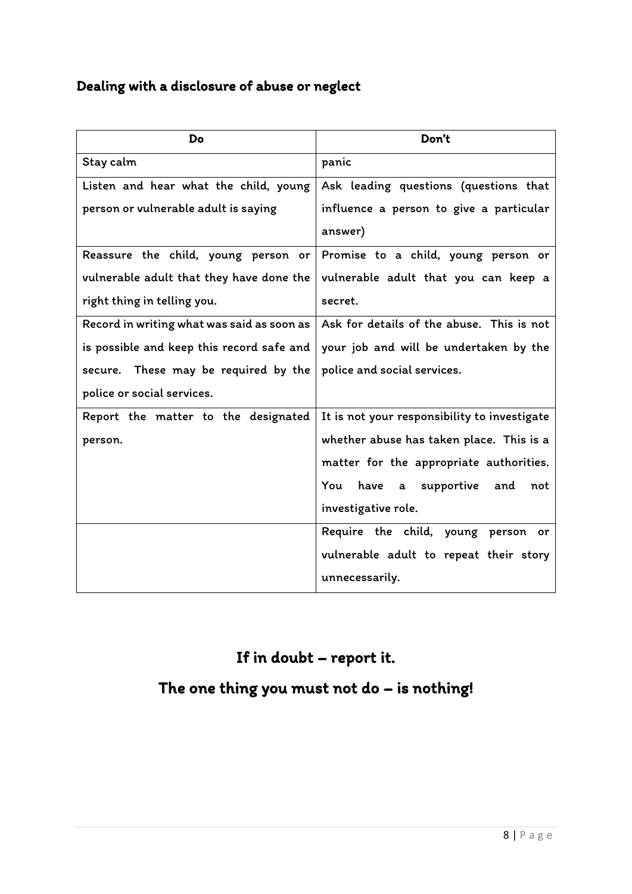## Dealing with a disclosure of abuse or neglect

| Do | Don't |
| --- | --- |
| Stay calm | panic |
| Listen and hear what the child, young person or vulnerable adult is saying | Ask leading questions (questions that influence a person to give a particular answer) |
| Reassure the child, young person or vulnerable adult that they have done the right thing in telling you. | Promise to a child, young person or vulnerable adult that you can keep a secret. |
| Record in writing what was said as soon as is possible and keep this record safe and secure. These may be required by the police or social services. | Ask for details of the abuse. This is not your job and will be undertaken by the police and social services. |
| Report the matter to the designated person. | It is not your responsibility to investigate whether abuse has taken place. This is a matter for the appropriate authorities. You have a supportive and not investigative role. |
| | Require the child, young person or vulnerable adult to repeat their story unnecessarily. |

## If in doubt – report it.

## The one thing you must not do – is nothing!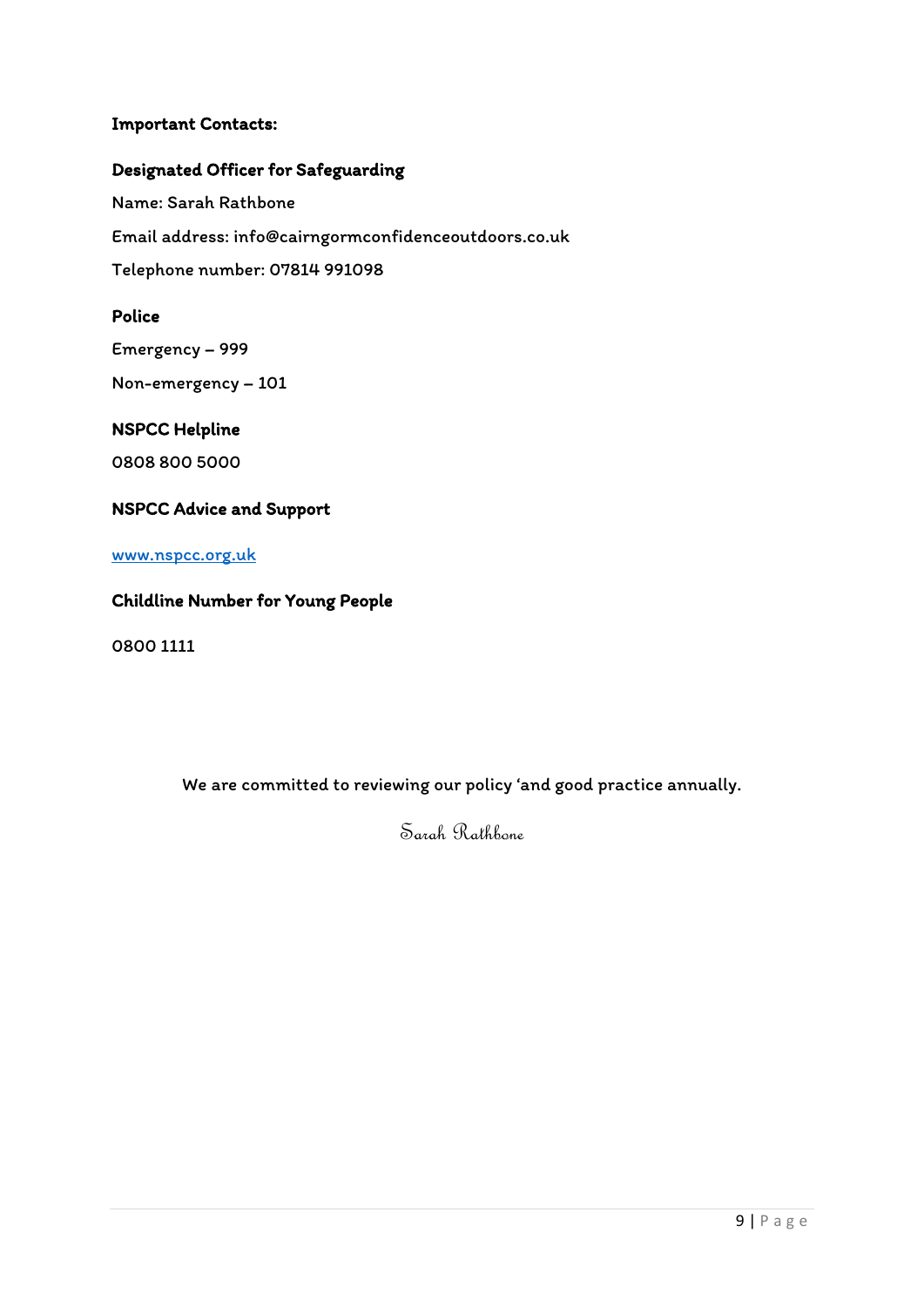**Important Contacts:**

**Designated Officer for Safeguarding**

Name: Sarah Rathbone

Email address: info@cairngormconfidenceoutdoors.co.uk

Telephone number: 07814 991098

**Police**

Emergency – 999

Non-emergency – 101

**NSPCC Helpline**

0808 800 5000

**NSPCC Advice and Support**

[www.nspcc.org.uk](http://www.nspcc.org.uk)

**Childline Number for Young People**

0800 1111

We are committed to reviewing our policy 'and good practice annually.

Sarah Rathbone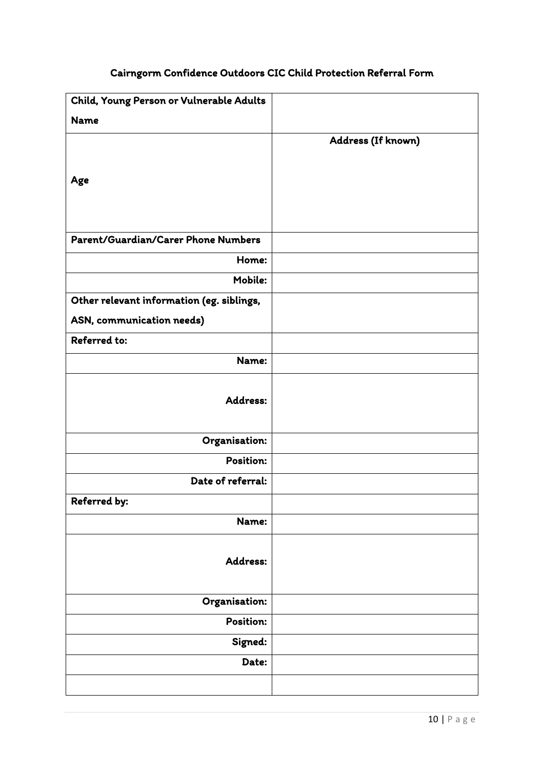## Cairngorm Confidence Outdoors CIC Child Protection Referral Form

| Child, Young Person or Vulnerable Adults Name | |
|---|---|
| Age | Address (If known) |
| Parent/Guardian/Carer Phone Numbers | |
| Home: | |
| Mobile: | |
| Other relevant information (eg. siblings, ASN, communication needs) | |
| Referred to: | |
| Name: | |
| Address: | |
| Organisation: | |
| Position: | |
| Date of referral: | |
| Referred by: | |
| Name: | |
| Address: | |
| Organisation: | |
| Position: | |
| Signed: | |
| Date: | |
| | |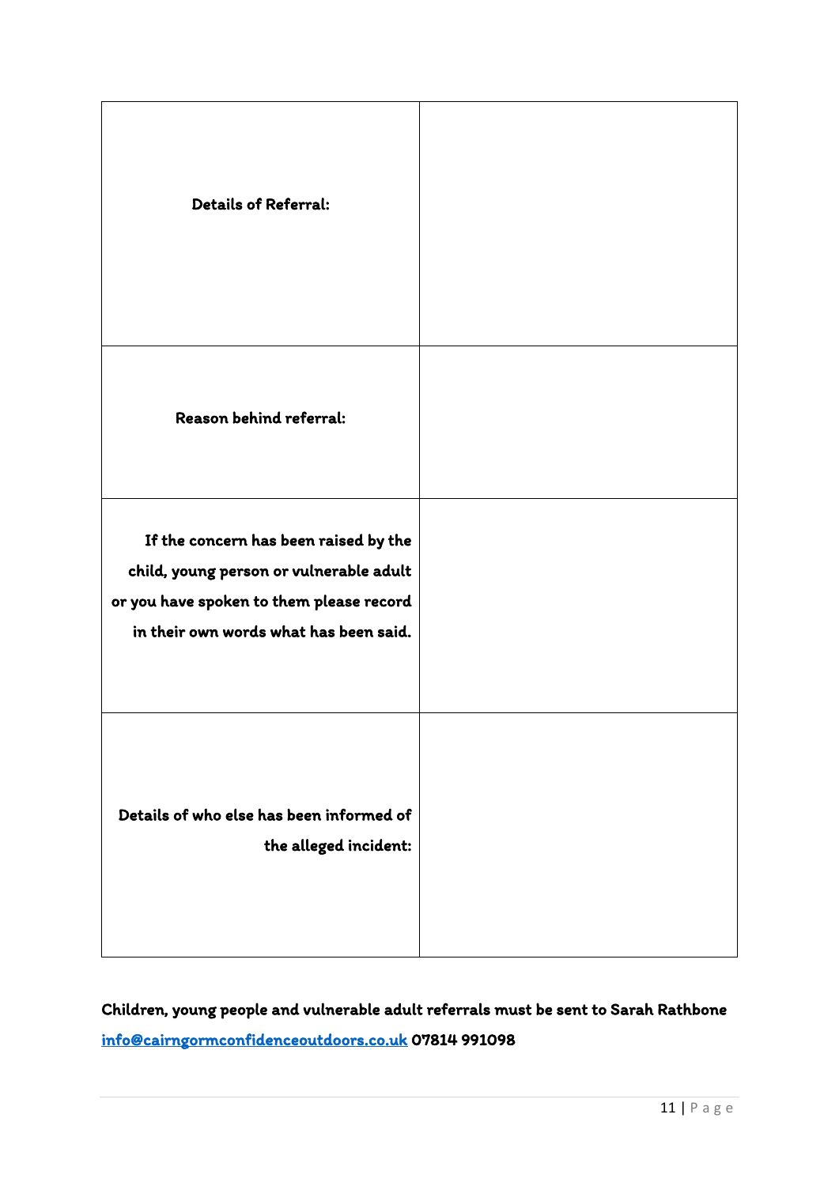| | |
|---|---|
| **Details of Referral:** | |
| **Reason behind referral:** | |
| **If the concern has been raised by the child, young person or vulnerable adult or you have spoken to them please record in their own words what has been said.** | |
| **Details of who else has been informed of the alleged incident:** | |

**Children, young people and vulnerable adult referrals must be sent to Sarah Rathbone [info@cairngormconfidenceoutdoors.co.uk](mailto:info@cairngormconfidenceoutdoors.co.uk) 07814 991098**